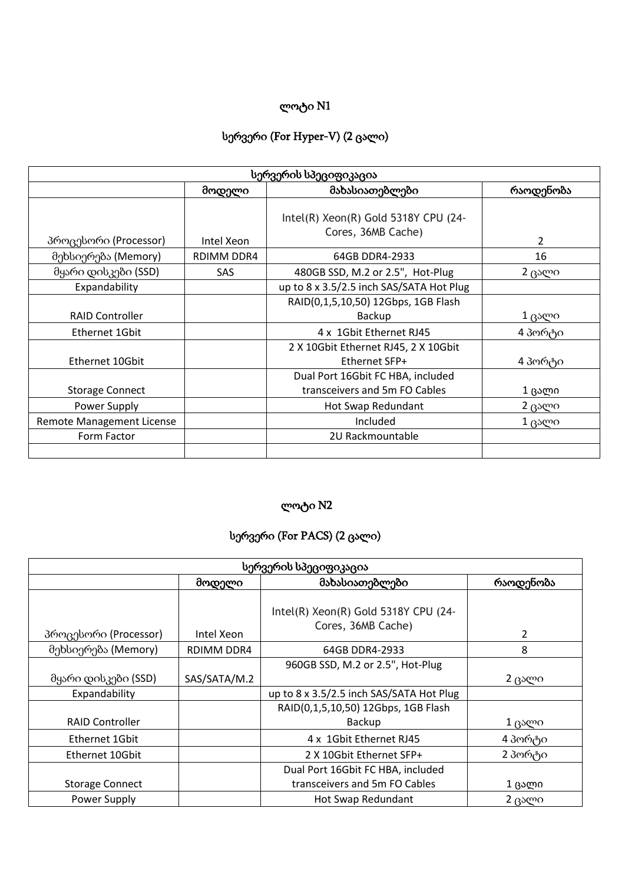## ლოტი N1

### სერვერი (For Hyper-V) (2 ცალი)

| სერვერის სპეციფიკაცია | | | |
|---|---|---|---|
| | მოდელი | მახასიათებლები | რაოდენობა |
| პროცესორი (Processor) | Intel Xeon | Intel(R) Xeon(R) Gold 5318Y CPU (24-Cores, 36MB Cache) | 2 |
| მეხსიერება (Memory) | RDIMM DDR4 | 64GB DDR4-2933 | 16 |
| მყარი დისკები (SSD) | SAS | 480GB SSD, M.2 or 2.5", Hot-Plug | 2 ცალი |
| Expandability | | up to 8 x 3.5/2.5 inch SAS/SATA Hot Plug | |
| RAID Controller | | RAID(0,1,5,10,50) 12Gbps, 1GB Flash Backup | 1 ცალი |
| Ethernet 1Gbit | | 4 x 1Gbit Ethernet RJ45 | 4 პორტი |
| Ethernet 10Gbit | | 2 X 10Gbit Ethernet RJ45, 2 X 10Gbit Ethernet SFP+ | 4 პორტი |
| Storage Connect | | Dual Port 16Gbit FC HBA, included transceivers and 5m FO Cables | 1 ცალი |
| Power Supply | | Hot Swap Redundant | 2 ცალი |
| Remote Management License | | Included | 1 ცალი |
| Form Factor | | 2U Rackmountable | |
| | | | |

## ლოტი N2

### სერვერი (For PACS) (2 ცალი)

| სერვერის სპეციფიკაცია | | | |
|---|---|---|---|
| | მოდელი | მახასიათებლები | რაოდენობა |
| პროცესორი (Processor) | Intel Xeon | Intel(R) Xeon(R) Gold 5318Y CPU (24-Cores, 36MB Cache) | 2 |
| მეხსიერება (Memory) | RDIMM DDR4 | 64GB DDR4-2933 | 8 |
| მყარი დისკები (SSD) | SAS/SATA/M.2 | 960GB SSD, M.2 or 2.5", Hot-Plug | 2 ცალი |
| Expandability | | up to 8 x 3.5/2.5 inch SAS/SATA Hot Plug | |
| RAID Controller | | RAID(0,1,5,10,50) 12Gbps, 1GB Flash Backup | 1 ცალი |
| Ethernet 1Gbit | | 4 x 1Gbit Ethernet RJ45 | 4 პორტი |
| Ethernet 10Gbit | | 2 X 10Gbit Ethernet SFP+ | 2 პორტი |
| Storage Connect | | Dual Port 16Gbit FC HBA, included transceivers and 5m FO Cables | 1 ცალი |
| Power Supply | | Hot Swap Redundant | 2 ცალი |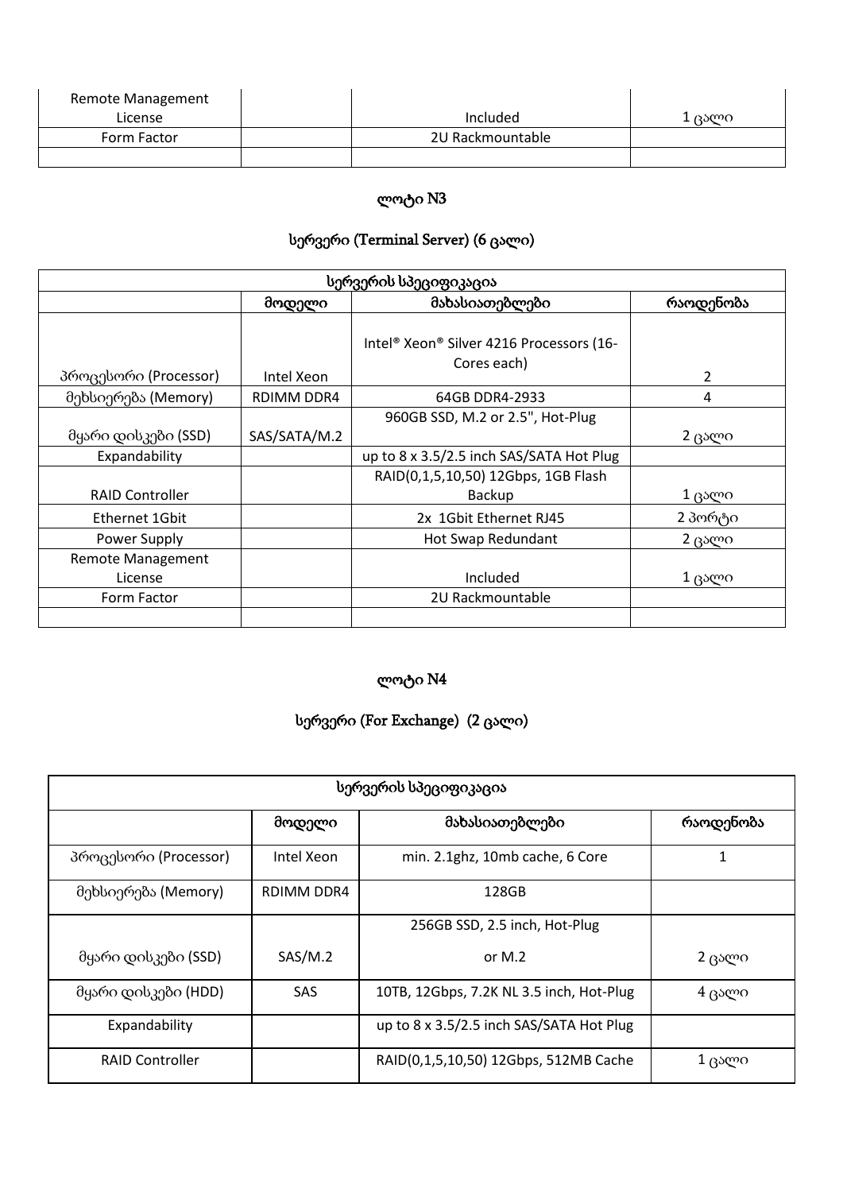| | | | |
|---|---|---|---|
| Remote Management License | | Included | 1 ცალი |
| Form Factor | | 2U Rackmountable | |
| | | | |

## ლოტი N3

## სერვერი (Terminal Server) (6 ცალი)

| სერვერის სპეციფიკაცია | | | |
|---|---|---|---|
| | მოდელი | მახასიათებლები | რაოდენობა |
| პროცესორი (Processor) | Intel Xeon | Intel® Xeon® Silver 4216 Processors (16-Cores each) | 2 |
| მეხსიერება (Memory) | RDIMM DDR4 | 64GB DDR4-2933 | 4 |
| მყარი დისკები (SSD) | SAS/SATA/M.2 | 960GB SSD, M.2 or 2.5", Hot-Plug | 2 ცალი |
| Expandability | | up to 8 x 3.5/2.5 inch SAS/SATA Hot Plug | |
| RAID Controller | | RAID(0,1,5,10,50) 12Gbps, 1GB Flash Backup | 1 ცალი |
| Ethernet 1Gbit | | 2x 1Gbit Ethernet RJ45 | 2 პორტი |
| Power Supply | | Hot Swap Redundant | 2 ცალი |
| Remote Management License | | Included | 1 ცალი |
| Form Factor | | 2U Rackmountable | |
| | | | |

## ლოტი N4

## სერვერი (For Exchange) (2 ცალი)

| სერვერის სპეციფიკაცია | | | |
|---|---|---|---|
| | მოდელი | მახასიათებლები | რაოდენობა |
| პროცესორი (Processor) | Intel Xeon | min. 2.1ghz, 10mb cache, 6 Core | 1 |
| მეხსიერება (Memory) | RDIMM DDR4 | 128GB | |
| მყარი დისკები (SSD) | SAS/M.2 | 256GB SSD, 2.5 inch, Hot-Plug or M.2 | 2 ცალი |
| მყარი დისკები (HDD) | SAS | 10TB, 12Gbps, 7.2K NL 3.5 inch, Hot-Plug | 4 ცალი |
| Expandability | | up to 8 x 3.5/2.5 inch SAS/SATA Hot Plug | |
| RAID Controller | | RAID(0,1,5,10,50) 12Gbps, 512MB Cache | 1 ცალი |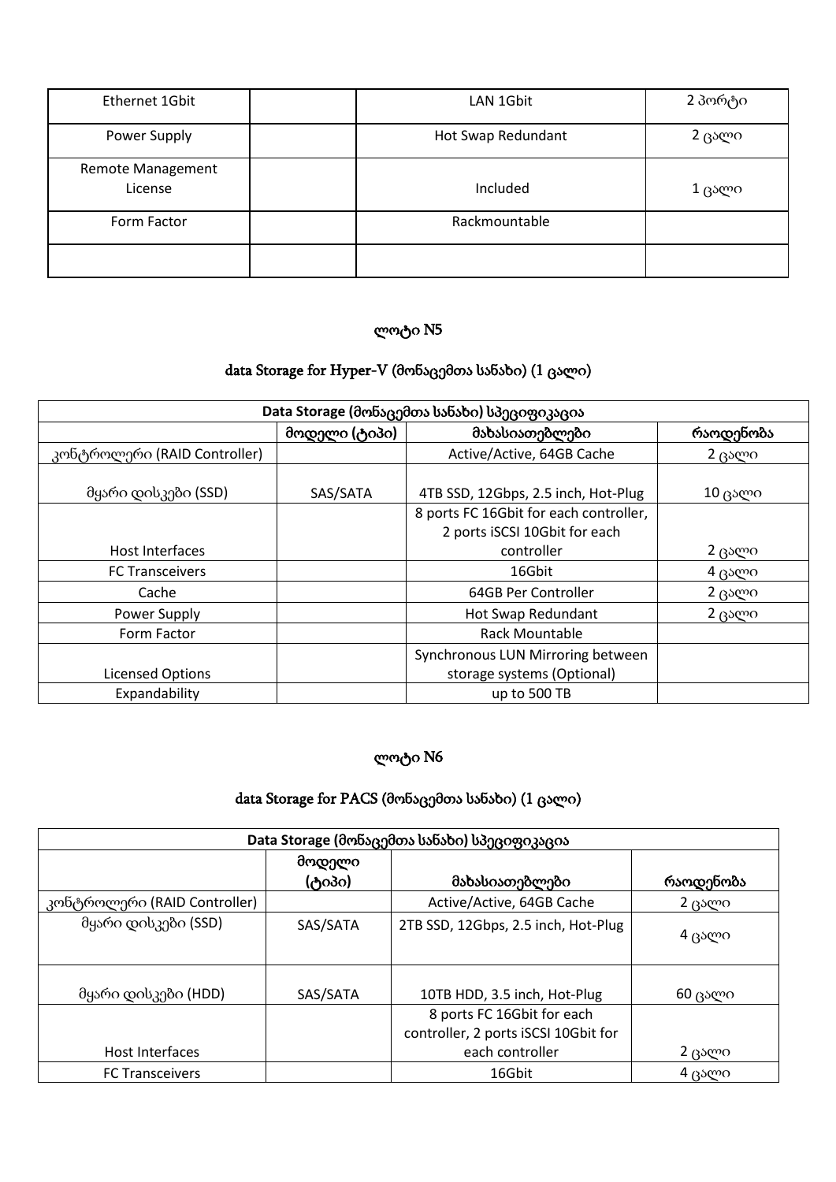| Ethernet 1Gbit | | LAN 1Gbit | 2 პორტი |
|---|---|---|---|
| Power Supply | | Hot Swap Redundant | 2 ცალი |
| Remote Management License | | Included | 1 ცალი |
| Form Factor | | Rackmountable | |
| | | | |

## ლოტი N5

### data Storage for Hyper-V (მონაცემთა სანახი) (1 ცალი)

| Data Storage (მონაცემთა სანახი) სპეციფიკაცია | | | |
|---|---|---|---|
| | მოდელი (ტიპი) | მახასიათებლები | რაოდენობა |
| კონტროლერი (RAID Controller) | | Active/Active, 64GB Cache | 2 ცალი |
| მყარი დისკები (SSD) | SAS/SATA | 4TB SSD, 12Gbps, 2.5 inch, Hot-Plug | 10 ცალი |
| Host Interfaces | | 8 ports FC 16Gbit for each controller, 2 ports iSCSI 10Gbit for each controller | 2 ცალი |
| FC Transceivers | | 16Gbit | 4 ცალი |
| Cache | | 64GB Per Controller | 2 ცალი |
| Power Supply | | Hot Swap Redundant | 2 ცალი |
| Form Factor | | Rack Mountable | |
| Licensed Options | | Synchronous LUN Mirroring between storage systems (Optional) | |
| Expandability | | up to 500 TB | |

## ლოტი N6

### data Storage for PACS (მონაცემთა სანახი) (1 ცალი)

| Data Storage (მონაცემთა სანახი) სპეციფიკაცია | | | |
|---|---|---|---|
| | მოდელი (ტიპი) | მახასიათებლები | რაოდენობა |
| კონტროლერი (RAID Controller) | | Active/Active, 64GB Cache | 2 ცალი |
| მყარი დისკები (SSD) | SAS/SATA | 2TB SSD, 12Gbps, 2.5 inch, Hot-Plug | 4 ცალი |
| მყარი დისკები (HDD) | SAS/SATA | 10TB HDD, 3.5 inch, Hot-Plug | 60 ცალი |
| Host Interfaces | | 8 ports FC 16Gbit for each controller, 2 ports iSCSI 10Gbit for each controller | 2 ცალი |
| FC Transceivers | | 16Gbit | 4 ცალი |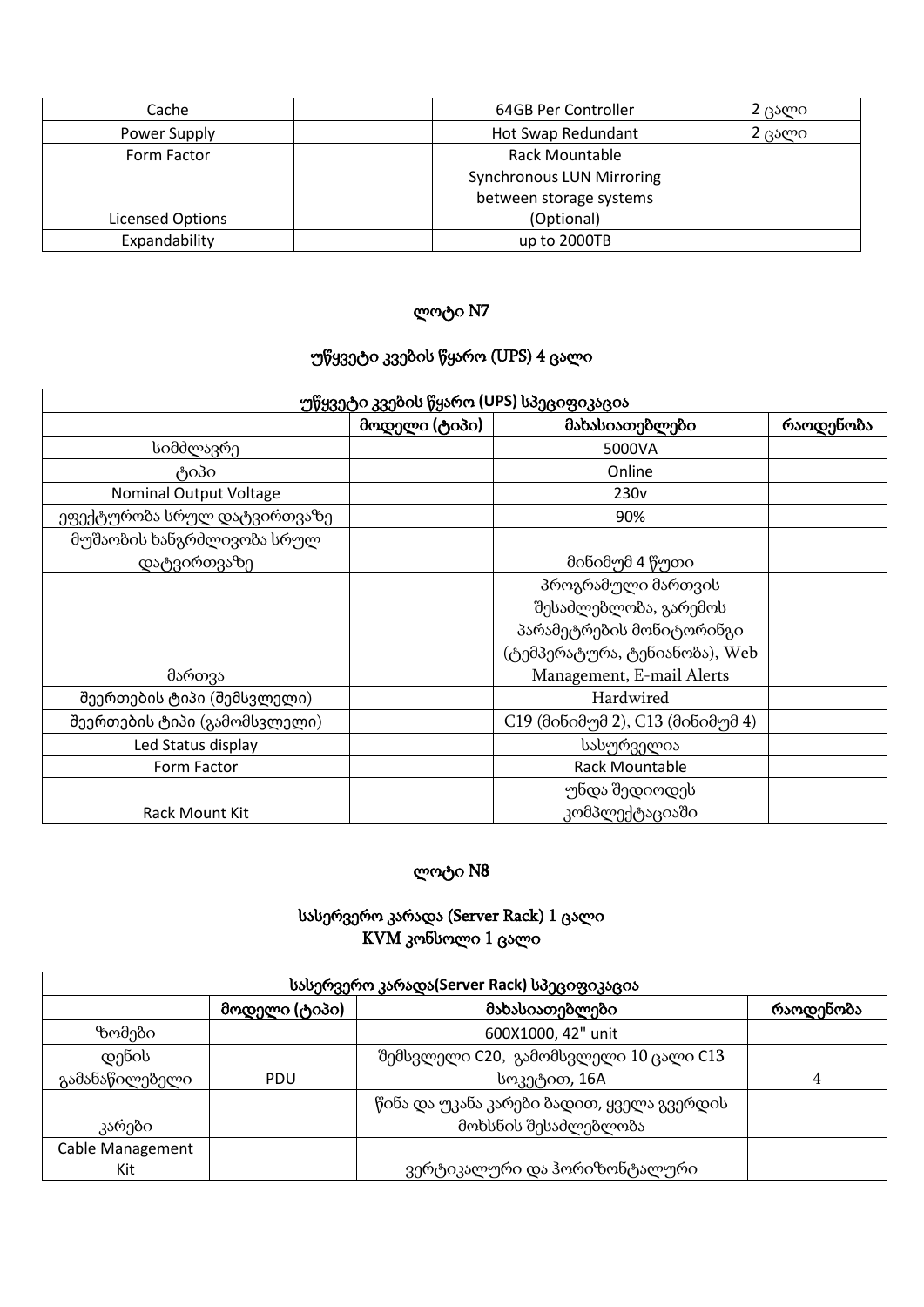| Cache | | 64GB Per Controller | 2 ცალი |
|---|---|---|---|
| Power Supply | | Hot Swap Redundant | 2 ცალი |
| Form Factor | | Rack Mountable | |
| Licensed Options | | Synchronous LUN Mirroring between storage systems (Optional) | |
| Expandability | | up to 2000TB | |

## ლოტი N7

### უწყვეტი კვების წყარო (UPS) 4 ცალი

| უწყვეტი კვების წყარო (UPS) სპეციფიკაცია | | | |
|---|---|---|---|
| | მოდელი (ტიპი) | მახასიათებლები | რაოდენობა |
| სიმძლავრე | | 5000VA | |
| ტიპი | | Online | |
| Nominal Output Voltage | | 230v | |
| ეფექტურობა სრულ დატვირთვაზე | | 90% | |
| მუშაობის ხანგრძლივობა სრულ დატვირთვაზე | | მინიმუმ 4 წუთი | |
| მართვა | | პროგრამული მართვის შესაძლებლობა, გარემოს პარამეტრების მონიტორინგი (ტემპერატურა, ტენიანობა), Web Management, E-mail Alerts | |
| შეერთების ტიპი (შემსვლელი) | | Hardwired | |
| შეერთების ტიპი (გამომსვლელი) | | C19 (მინიმუმ 2), C13 (მინიმუმ 4) | |
| Led Status display | | სასურველია | |
| Form Factor | | Rack Mountable | |
| Rack Mount Kit | | უნდა შედიოდეს კომპლექტაციაში | |

## ლოტი N8

### სასერვერო კარადა (Server Rack) 1 ცალი
### KVM კონსოლი 1 ცალი

| სასერვერო კარადა(Server Rack) სპეციფიკაცია | | | |
|---|---|---|---|
| | მოდელი (ტიპი) | მახასიათებლები | რაოდენობა |
| ზომები | | 600X1000, 42" unit | |
| დენის გამანაწილებელი | PDU | შემსვლელი C20, გამომსვლელი 10 ცალი C13 სოკეტით, 16A | 4 |
| კარები | | წინა და უკანა კარები ბადით, ყველა გვერდის მოხსნის შესაძლებლობა | |
| Cable Management Kit | | ვერტიკალური და ჰორიზონტალური | |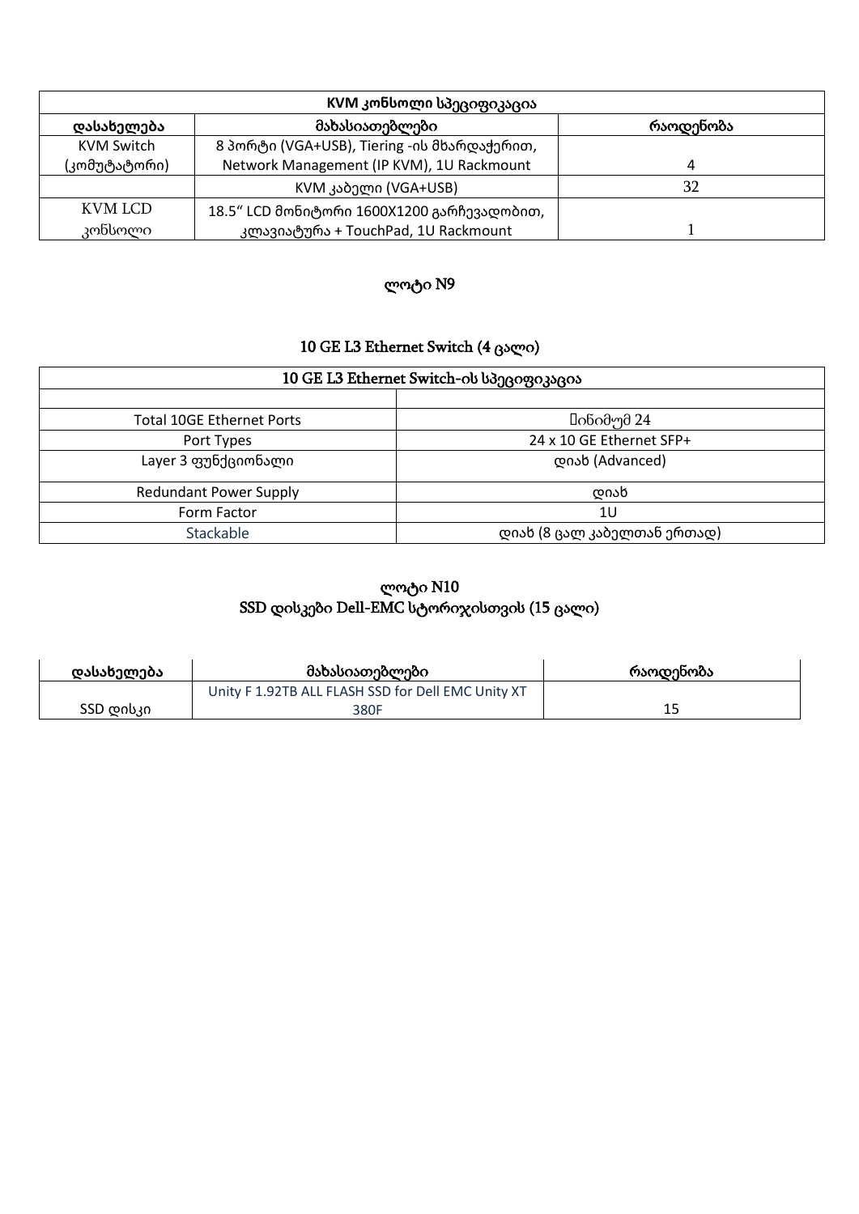| KVM კონსოლი სპეციფიკაცია | | |
|---|---|---|
| დასახელება | მახასიათებლები | რაოდენობა |
| KVM Switch (კომუტატორი) | 8 პორტი (VGA+USB), Tiering -ის მხარდაჭერით, Network Management (IP KVM), 1U Rackmount | 4 |
| | KVM კაბელი (VGA+USB) | 32 |
| KVM LCD კონსოლი | 18.5" LCD მონიტორი 1600X1200 გარჩევადობით, კლავიატურა + TouchPad, 1U Rackmount | 1 |

## ლოტი N9

### 10 GE L3 Ethernet Switch (4 ცალი)

| 10 GE L3 Ethernet Switch-ის სპეციფიკაცია | |
|---|---|
| | |
| Total 10GE Ethernet Ports | მინიმუმ 24 |
| Port Types | 24 x 10 GE Ethernet SFP+ |
| Layer 3 ფუნქციონალი | დიახ (Advanced) |
| Redundant Power Supply | დიახ |
| Form Factor | 1U |
| Stackable | დიახ (8 ცალ კაბელთან ერთად) |

## ლოტი N10
## SSD დისკები Dell-EMC სტორიჯისთვის (15 ცალი)

| დასახელება | მახასიათებლები | რაოდენობა |
|---|---|---|
| SSD დისკი | Unity F 1.92TB ALL FLASH SSD for Dell EMC Unity XT 380F | 15 |